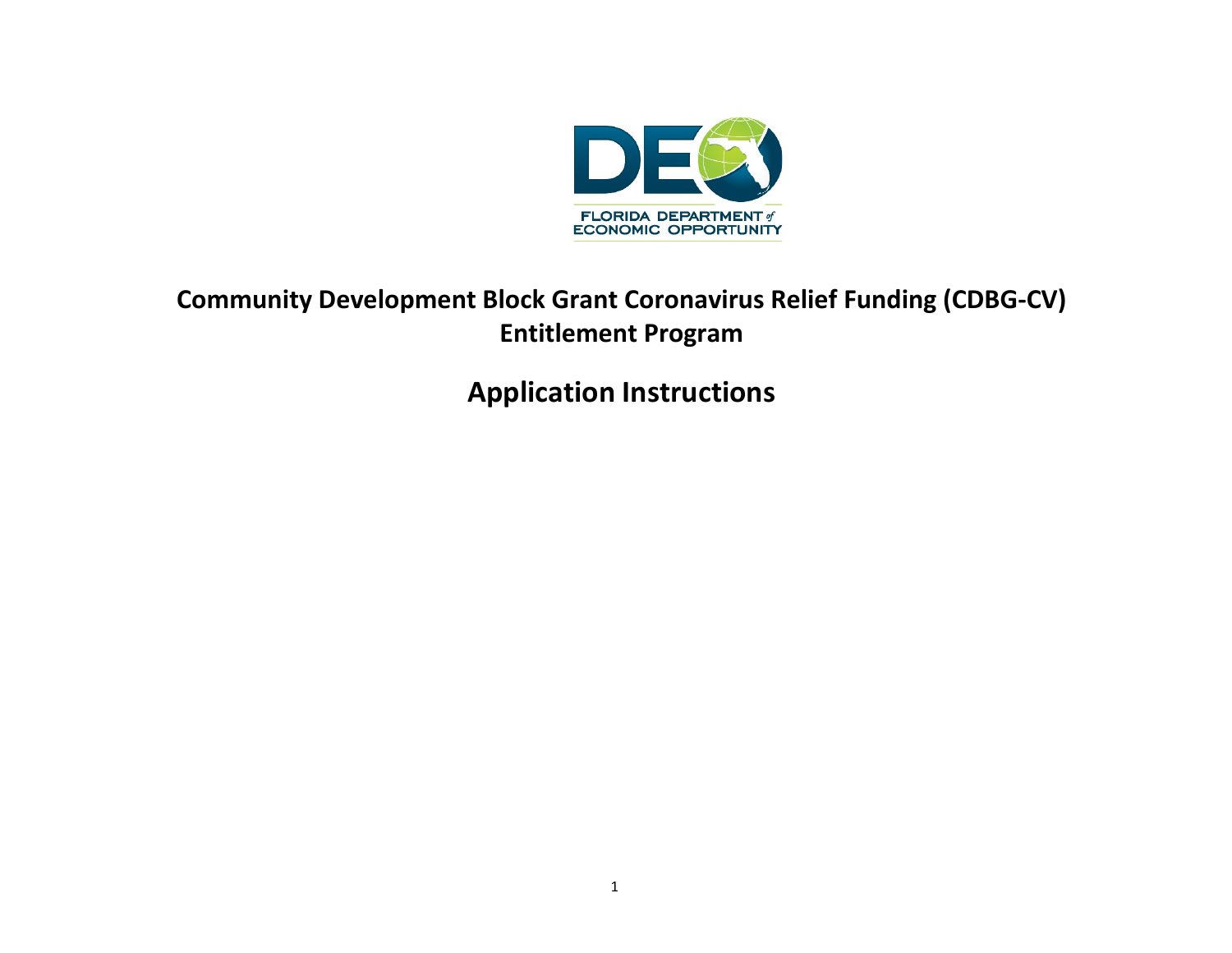# Community Development Block Grant Coronavirus Relief Funding (CDBG-CV) Entitlement Program

## Application Instructions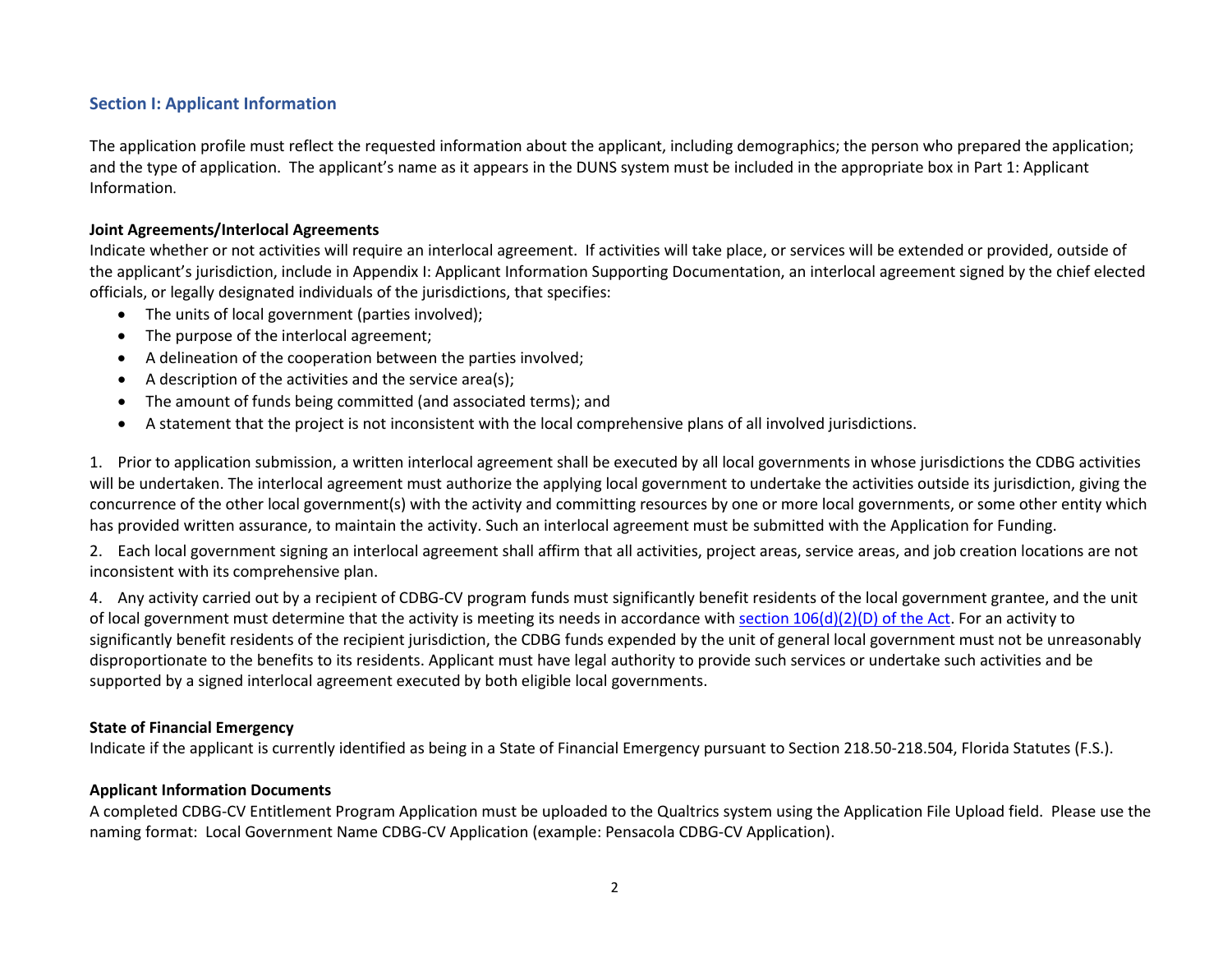## Section I: Applicant Information

The application profile must reflect the requested information about the applicant, including demographics; the person who prepared the application; and the type of application. The applicant's name as it appears in the DUNS system must be included in the appropriate box in Part 1: Applicant Information.

**Joint Agreements/Interlocal Agreements**

Indicate whether or not activities will require an interlocal agreement. If activities will take place, or services will be extended or provided, outside of the applicant's jurisdiction, include in Appendix I: Applicant Information Supporting Documentation, an interlocal agreement signed by the chief elected officials, or legally designated individuals of the jurisdictions, that specifies:

- The units of local government (parties involved);
- The purpose of the interlocal agreement;
- A delineation of the cooperation between the parties involved;
- A description of the activities and the service area(s);
- The amount of funds being committed (and associated terms); and
- A statement that the project is not inconsistent with the local comprehensive plans of all involved jurisdictions.

1. Prior to application submission, a written interlocal agreement shall be executed by all local governments in whose jurisdictions the CDBG activities will be undertaken. The interlocal agreement must authorize the applying local government to undertake the activities outside its jurisdiction, giving the concurrence of the other local government(s) with the activity and committing resources by one or more local governments, or some other entity which has provided written assurance, to maintain the activity. Such an interlocal agreement must be submitted with the Application for Funding.

2. Each local government signing an interlocal agreement shall affirm that all activities, project areas, service areas, and job creation locations are not inconsistent with its comprehensive plan.

4. Any activity carried out by a recipient of CDBG-CV program funds must significantly benefit residents of the local government grantee, and the unit of local government must determine that the activity is meeting its needs in accordance with section 106(d)(2)(D) of the Act. For an activity to significantly benefit residents of the recipient jurisdiction, the CDBG funds expended by the unit of general local government must not be unreasonably disproportionate to the benefits to its residents. Applicant must have legal authority to provide such services or undertake such activities and be supported by a signed interlocal agreement executed by both eligible local governments.

**State of Financial Emergency**

Indicate if the applicant is currently identified as being in a State of Financial Emergency pursuant to Section 218.50-218.504, Florida Statutes (F.S.).

**Applicant Information Documents**

A completed CDBG-CV Entitlement Program Application must be uploaded to the Qualtrics system using the Application File Upload field. Please use the naming format: Local Government Name CDBG-CV Application (example: Pensacola CDBG-CV Application).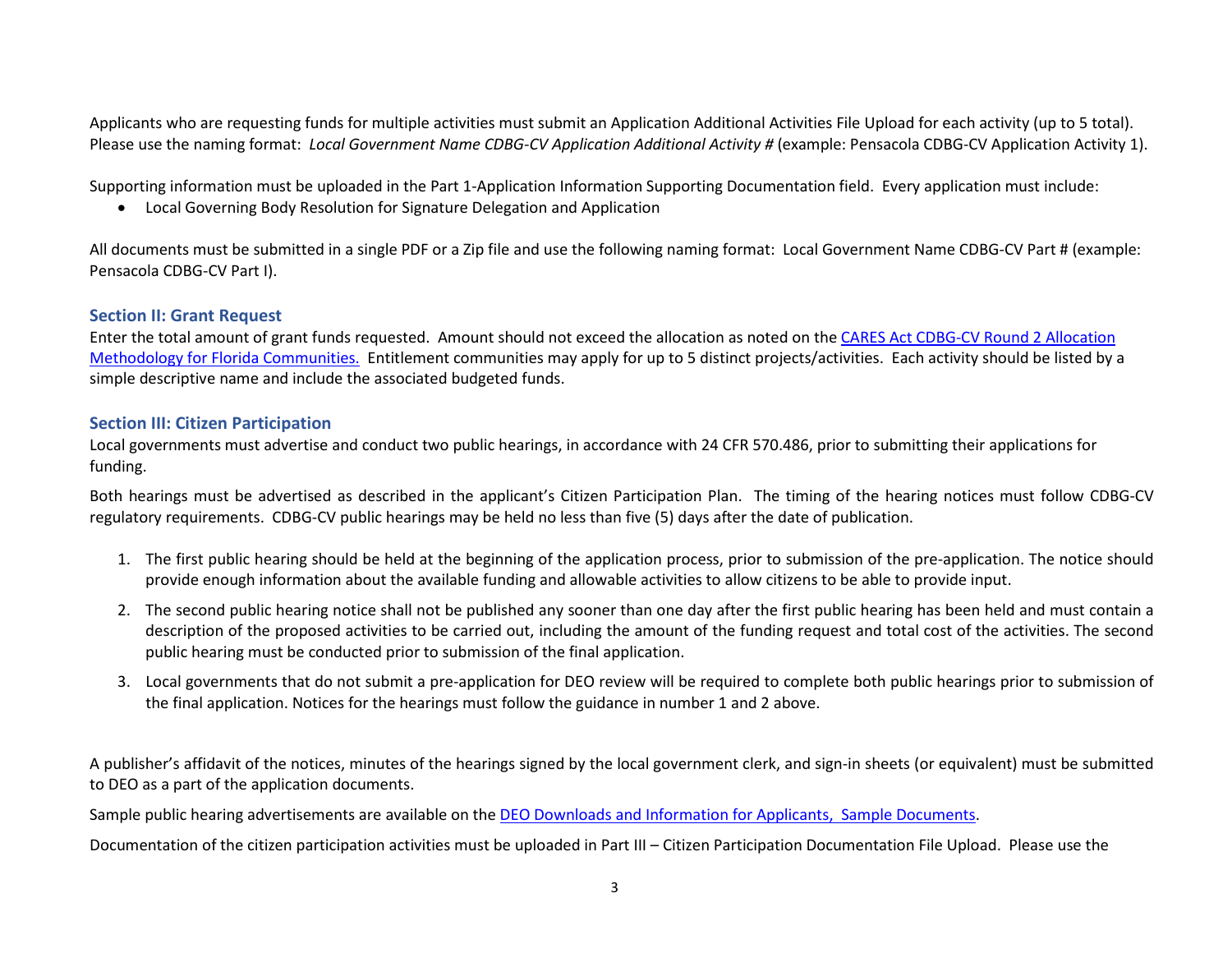Applicants who are requesting funds for multiple activities must submit an Application Additional Activities File Upload for each activity (up to 5 total). Please use the naming format: *Local Government Name CDBG-CV Application Additional Activity #* (example: Pensacola CDBG-CV Application Activity 1).

Supporting information must be uploaded in the Part 1-Application Information Supporting Documentation field. Every application must include:

- Local Governing Body Resolution for Signature Delegation and Application

All documents must be submitted in a single PDF or a Zip file and use the following naming format: Local Government Name CDBG-CV Part # (example: Pensacola CDBG-CV Part I).

### Section II: Grant Request

Enter the total amount of grant funds requested. Amount should not exceed the allocation as noted on the [CARES Act CDBG-CV Round 2 Allocation Methodology for Florida Communities.]() Entitlement communities may apply for up to 5 distinct projects/activities. Each activity should be listed by a simple descriptive name and include the associated budgeted funds.

### Section III: Citizen Participation

Local governments must advertise and conduct two public hearings, in accordance with 24 CFR 570.486, prior to submitting their applications for funding.

Both hearings must be advertised as described in the applicant's Citizen Participation Plan. The timing of the hearing notices must follow CDBG-CV regulatory requirements. CDBG-CV public hearings may be held no less than five (5) days after the date of publication.

1. The first public hearing should be held at the beginning of the application process, prior to submission of the pre-application. The notice should provide enough information about the available funding and allowable activities to allow citizens to be able to provide input.
2. The second public hearing notice shall not be published any sooner than one day after the first public hearing has been held and must contain a description of the proposed activities to be carried out, including the amount of the funding request and total cost of the activities. The second public hearing must be conducted prior to submission of the final application.
3. Local governments that do not submit a pre-application for DEO review will be required to complete both public hearings prior to submission of the final application. Notices for the hearings must follow the guidance in number 1 and 2 above.

A publisher's affidavit of the notices, minutes of the hearings signed by the local government clerk, and sign-in sheets (or equivalent) must be submitted to DEO as a part of the application documents.

Sample public hearing advertisements are available on the [DEO Downloads and Information for Applicants, Sample Documents]().

Documentation of the citizen participation activities must be uploaded in Part III – Citizen Participation Documentation File Upload. Please use the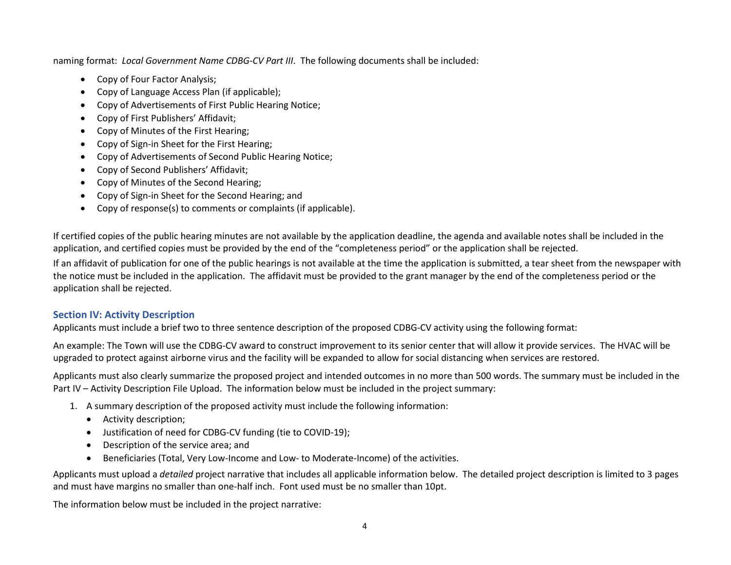naming format: *Local Government Name CDBG-CV Part III*. The following documents shall be included:

- Copy of Four Factor Analysis;
- Copy of Language Access Plan (if applicable);
- Copy of Advertisements of First Public Hearing Notice;
- Copy of First Publishers' Affidavit;
- Copy of Minutes of the First Hearing;
- Copy of Sign-in Sheet for the First Hearing;
- Copy of Advertisements of Second Public Hearing Notice;
- Copy of Second Publishers' Affidavit;
- Copy of Minutes of the Second Hearing;
- Copy of Sign-in Sheet for the Second Hearing; and
- Copy of response(s) to comments or complaints (if applicable).

If certified copies of the public hearing minutes are not available by the application deadline, the agenda and available notes shall be included in the application, and certified copies must be provided by the end of the "completeness period" or the application shall be rejected.

If an affidavit of publication for one of the public hearings is not available at the time the application is submitted, a tear sheet from the newspaper with the notice must be included in the application. The affidavit must be provided to the grant manager by the end of the completeness period or the application shall be rejected.

## Section IV: Activity Description

Applicants must include a brief two to three sentence description of the proposed CDBG-CV activity using the following format:

An example: The Town will use the CDBG-CV award to construct improvement to its senior center that will allow it provide services. The HVAC will be upgraded to protect against airborne virus and the facility will be expanded to allow for social distancing when services are restored.

Applicants must also clearly summarize the proposed project and intended outcomes in no more than 500 words. The summary must be included in the Part IV – Activity Description File Upload. The information below must be included in the project summary:

1. A summary description of the proposed activity must include the following information:
   - Activity description;
   - Justification of need for CDBG-CV funding (tie to COVID-19);
   - Description of the service area; and
   - Beneficiaries (Total, Very Low-Income and Low- to Moderate-Income) of the activities.

Applicants must upload a *detailed* project narrative that includes all applicable information below. The detailed project description is limited to 3 pages and must have margins no smaller than one-half inch. Font used must be no smaller than 10pt.

The information below must be included in the project narrative: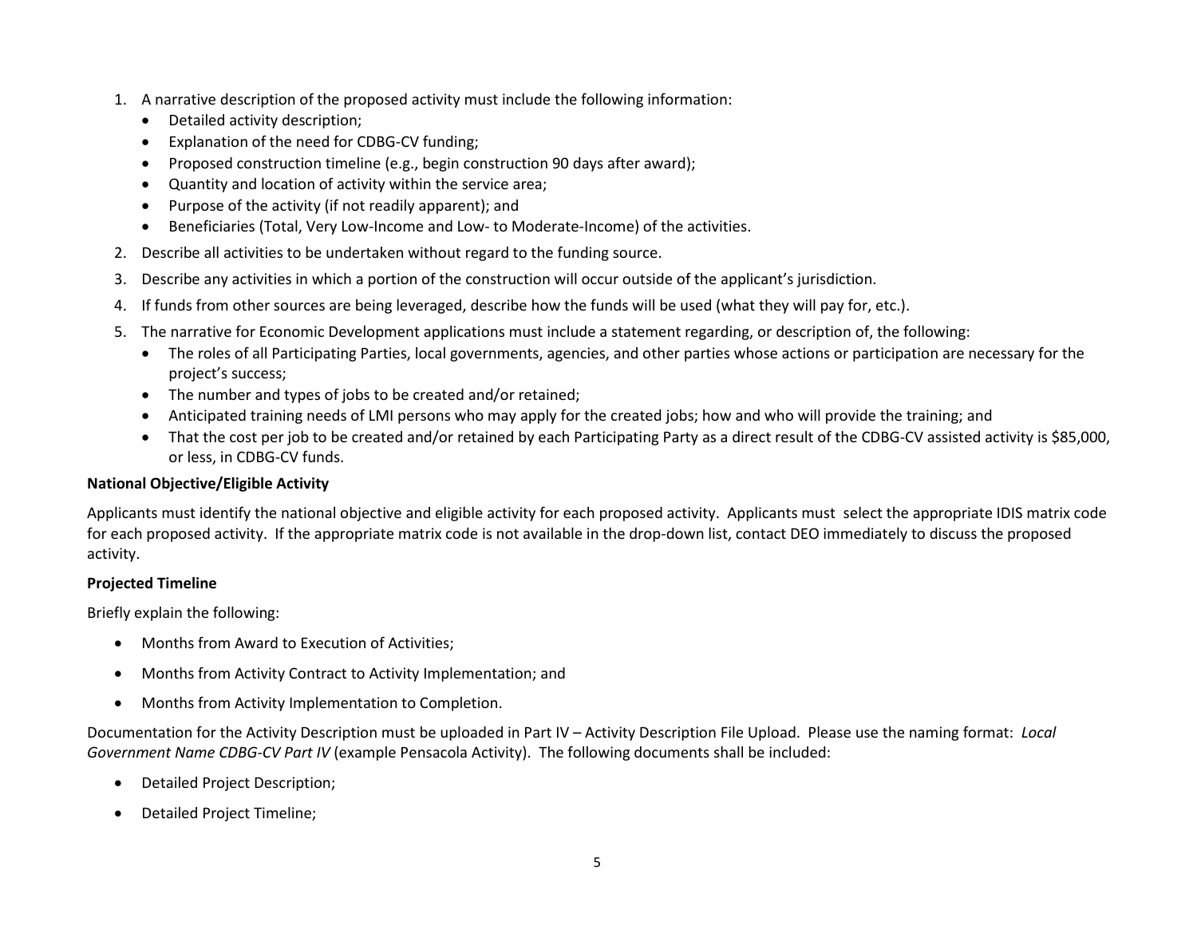1. A narrative description of the proposed activity must include the following information:
   - Detailed activity description;
   - Explanation of the need for CDBG-CV funding;
   - Proposed construction timeline (e.g., begin construction 90 days after award);
   - Quantity and location of activity within the service area;
   - Purpose of the activity (if not readily apparent); and
   - Beneficiaries (Total, Very Low-Income and Low- to Moderate-Income) of the activities.
2. Describe all activities to be undertaken without regard to the funding source.
3. Describe any activities in which a portion of the construction will occur outside of the applicant's jurisdiction.
4. If funds from other sources are being leveraged, describe how the funds will be used (what they will pay for, etc.).
5. The narrative for Economic Development applications must include a statement regarding, or description of, the following:
   - The roles of all Participating Parties, local governments, agencies, and other parties whose actions or participation are necessary for the project's success;
   - The number and types of jobs to be created and/or retained;
   - Anticipated training needs of LMI persons who may apply for the created jobs; how and who will provide the training; and
   - That the cost per job to be created and/or retained by each Participating Party as a direct result of the CDBG-CV assisted activity is $85,000, or less, in CDBG-CV funds.

**National Objective/Eligible Activity**

Applicants must identify the national objective and eligible activity for each proposed activity. Applicants must select the appropriate IDIS matrix code for each proposed activity. If the appropriate matrix code is not available in the drop-down list, contact DEO immediately to discuss the proposed activity.

**Projected Timeline**

Briefly explain the following:

- Months from Award to Execution of Activities;
- Months from Activity Contract to Activity Implementation; and
- Months from Activity Implementation to Completion.

Documentation for the Activity Description must be uploaded in Part IV – Activity Description File Upload. Please use the naming format: *Local Government Name CDBG-CV Part IV* (example Pensacola Activity). The following documents shall be included:

- Detailed Project Description;
- Detailed Project Timeline;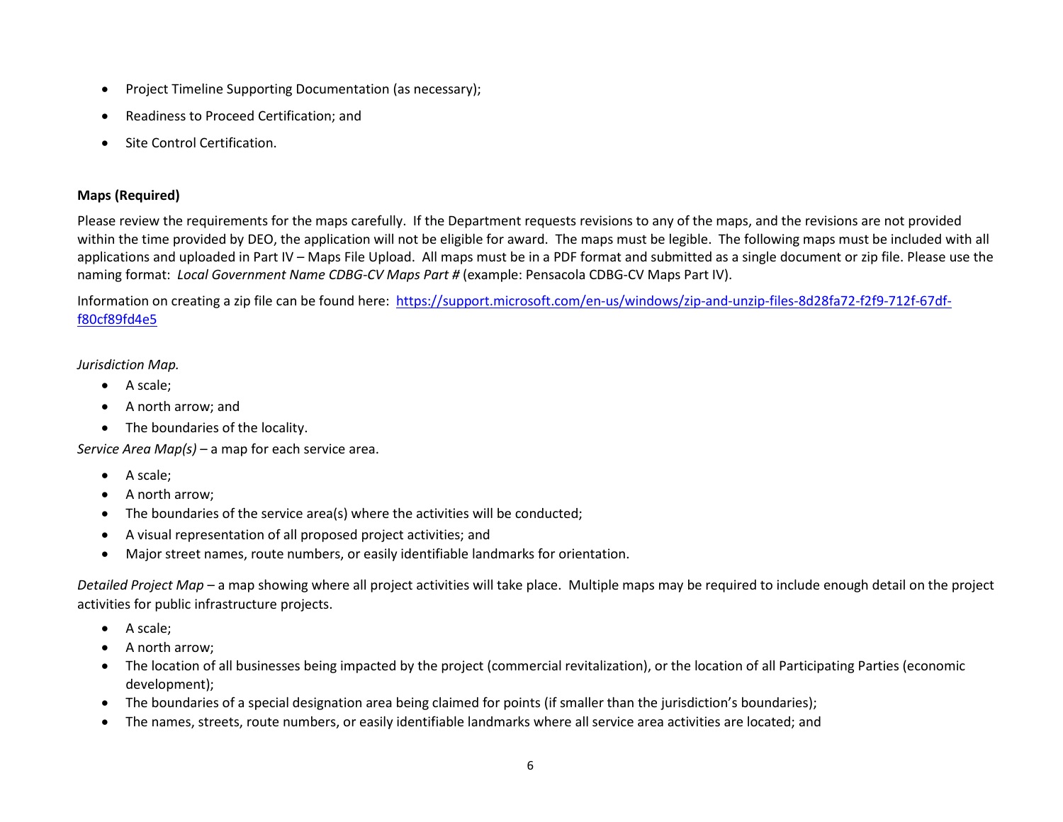- Project Timeline Supporting Documentation (as necessary);
- Readiness to Proceed Certification; and
- Site Control Certification.

**Maps (Required)**

Please review the requirements for the maps carefully. If the Department requests revisions to any of the maps, and the revisions are not provided within the time provided by DEO, the application will not be eligible for award. The maps must be legible. The following maps must be included with all applications and uploaded in Part IV – Maps File Upload. All maps must be in a PDF format and submitted as a single document or zip file. Please use the naming format: *Local Government Name CDBG-CV Maps Part #* (example: Pensacola CDBG-CV Maps Part IV).

Information on creating a zip file can be found here: [https://support.microsoft.com/en-us/windows/zip-and-unzip-files-8d28fa72-f2f9-712f-67df-f80cf89fd4e5](https://support.microsoft.com/en-us/windows/zip-and-unzip-files-8d28fa72-f2f9-712f-67df-f80cf89fd4e5)

*Jurisdiction Map.*

- A scale;
- A north arrow; and
- The boundaries of the locality.

*Service Area Map(s)* – a map for each service area.

- A scale;
- A north arrow;
- The boundaries of the service area(s) where the activities will be conducted;
- A visual representation of all proposed project activities; and
- Major street names, route numbers, or easily identifiable landmarks for orientation.

*Detailed Project Map* – a map showing where all project activities will take place. Multiple maps may be required to include enough detail on the project activities for public infrastructure projects.

- A scale;
- A north arrow;
- The location of all businesses being impacted by the project (commercial revitalization), or the location of all Participating Parties (economic development);
- The boundaries of a special designation area being claimed for points (if smaller than the jurisdiction's boundaries);
- The names, streets, route numbers, or easily identifiable landmarks where all service area activities are located; and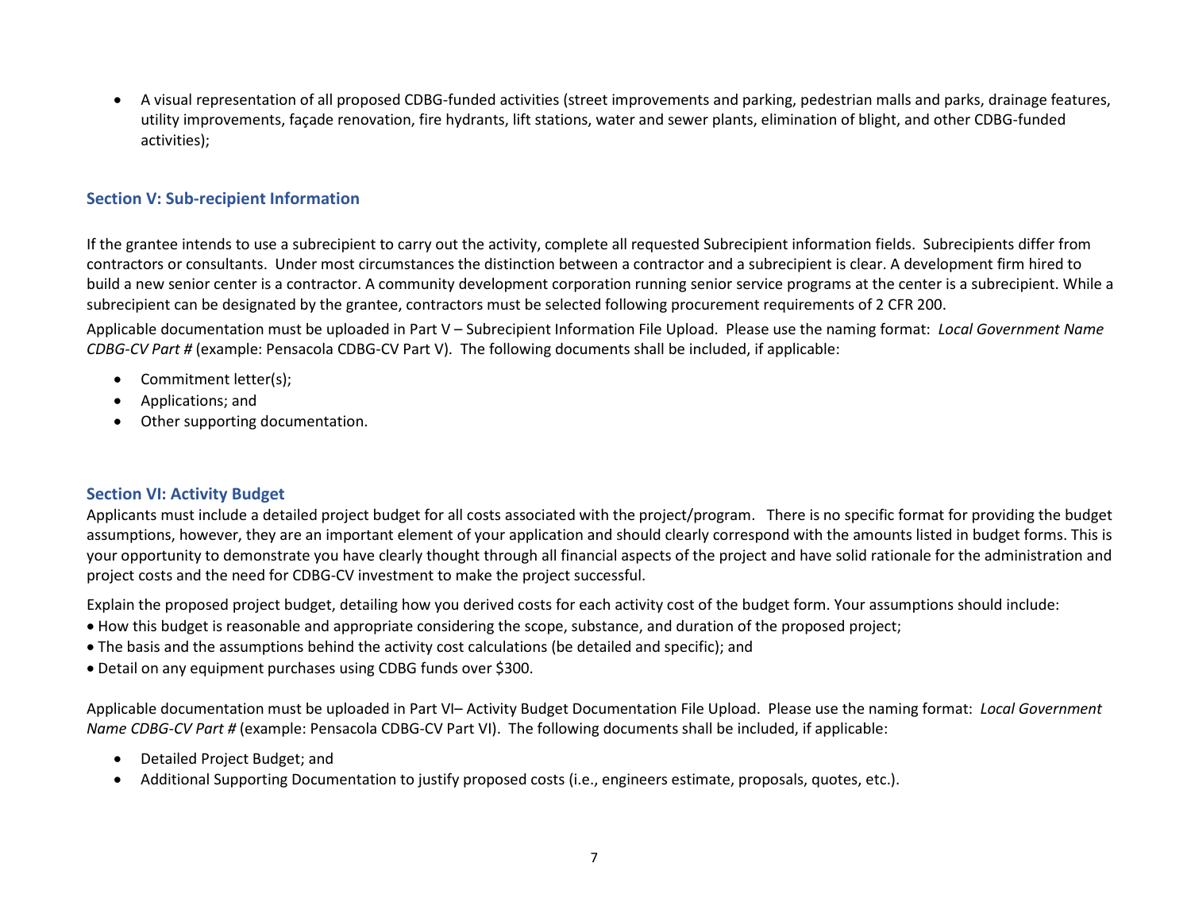- A visual representation of all proposed CDBG-funded activities (street improvements and parking, pedestrian malls and parks, drainage features, utility improvements, façade renovation, fire hydrants, lift stations, water and sewer plants, elimination of blight, and other CDBG-funded activities);

### Section V: Sub-recipient Information

If the grantee intends to use a subrecipient to carry out the activity, complete all requested Subrecipient information fields. Subrecipients differ from contractors or consultants. Under most circumstances the distinction between a contractor and a subrecipient is clear. A development firm hired to build a new senior center is a contractor. A community development corporation running senior service programs at the center is a subrecipient. While a subrecipient can be designated by the grantee, contractors must be selected following procurement requirements of 2 CFR 200.

Applicable documentation must be uploaded in Part V – Subrecipient Information File Upload. Please use the naming format: *Local Government Name CDBG-CV Part #* (example: Pensacola CDBG-CV Part V). The following documents shall be included, if applicable:

- Commitment letter(s);
- Applications; and
- Other supporting documentation.

### Section VI: Activity Budget

Applicants must include a detailed project budget for all costs associated with the project/program. There is no specific format for providing the budget assumptions, however, they are an important element of your application and should clearly correspond with the amounts listed in budget forms. This is your opportunity to demonstrate you have clearly thought through all financial aspects of the project and have solid rationale for the administration and project costs and the need for CDBG-CV investment to make the project successful.

Explain the proposed project budget, detailing how you derived costs for each activity cost of the budget form. Your assumptions should include:

- How this budget is reasonable and appropriate considering the scope, substance, and duration of the proposed project;
- The basis and the assumptions behind the activity cost calculations (be detailed and specific); and
- Detail on any equipment purchases using CDBG funds over $300.

Applicable documentation must be uploaded in Part VI– Activity Budget Documentation File Upload. Please use the naming format: *Local Government Name CDBG-CV Part #* (example: Pensacola CDBG-CV Part VI). The following documents shall be included, if applicable:

- Detailed Project Budget; and
- Additional Supporting Documentation to justify proposed costs (i.e., engineers estimate, proposals, quotes, etc.).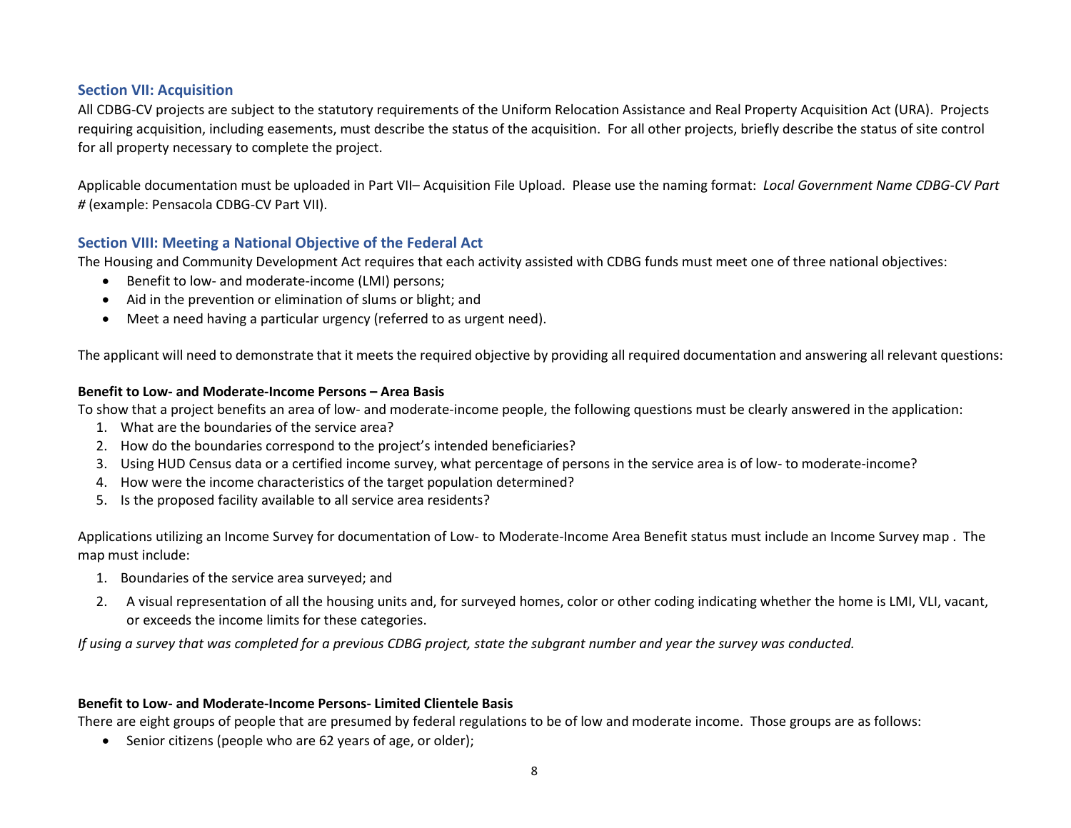## Section VII: Acquisition

All CDBG-CV projects are subject to the statutory requirements of the Uniform Relocation Assistance and Real Property Acquisition Act (URA). Projects requiring acquisition, including easements, must describe the status of the acquisition. For all other projects, briefly describe the status of site control for all property necessary to complete the project.

Applicable documentation must be uploaded in Part VII– Acquisition File Upload. Please use the naming format: *Local Government Name CDBG-CV Part #* (example: Pensacola CDBG-CV Part VII).

## Section VIII: Meeting a National Objective of the Federal Act

The Housing and Community Development Act requires that each activity assisted with CDBG funds must meet one of three national objectives:

- Benefit to low- and moderate-income (LMI) persons;
- Aid in the prevention or elimination of slums or blight; and
- Meet a need having a particular urgency (referred to as urgent need).

The applicant will need to demonstrate that it meets the required objective by providing all required documentation and answering all relevant questions:

**Benefit to Low- and Moderate-Income Persons – Area Basis**

To show that a project benefits an area of low- and moderate-income people, the following questions must be clearly answered in the application:

1. What are the boundaries of the service area?
2. How do the boundaries correspond to the project's intended beneficiaries?
3. Using HUD Census data or a certified income survey, what percentage of persons in the service area is of low- to moderate-income?
4. How were the income characteristics of the target population determined?
5. Is the proposed facility available to all service area residents?

Applications utilizing an Income Survey for documentation of Low- to Moderate-Income Area Benefit status must include an Income Survey map . The map must include:

1. Boundaries of the service area surveyed; and
2. A visual representation of all the housing units and, for surveyed homes, color or other coding indicating whether the home is LMI, VLI, vacant, or exceeds the income limits for these categories.

*If using a survey that was completed for a previous CDBG project, state the subgrant number and year the survey was conducted.*

**Benefit to Low- and Moderate-Income Persons- Limited Clientele Basis**

There are eight groups of people that are presumed by federal regulations to be of low and moderate income. Those groups are as follows:

- Senior citizens (people who are 62 years of age, or older);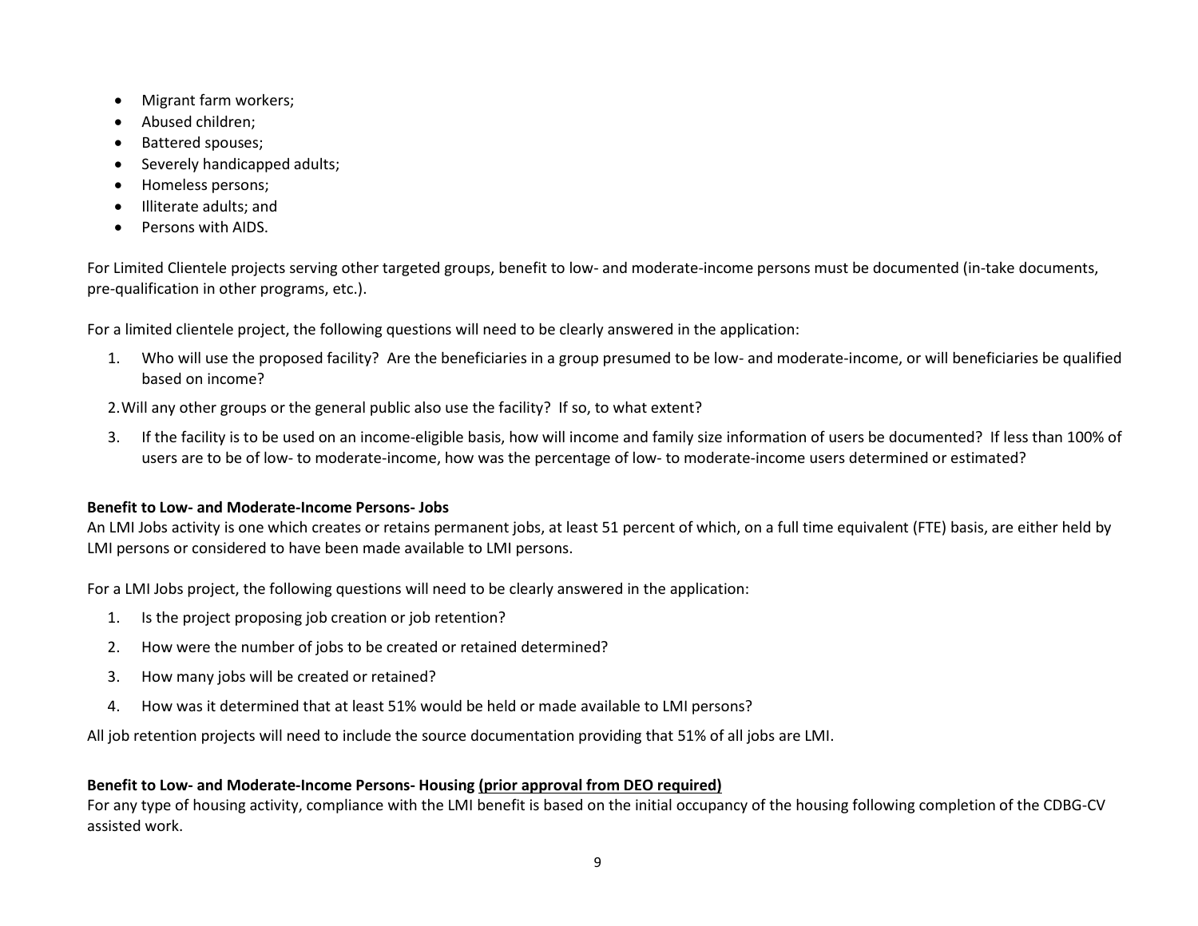- Migrant farm workers;
- Abused children;
- Battered spouses;
- Severely handicapped adults;
- Homeless persons;
- Illiterate adults; and
- Persons with AIDS.

For Limited Clientele projects serving other targeted groups, benefit to low- and moderate-income persons must be documented (in-take documents, pre-qualification in other programs, etc.).

For a limited clientele project, the following questions will need to be clearly answered in the application:

1. Who will use the proposed facility? Are the beneficiaries in a group presumed to be low- and moderate-income, or will beneficiaries be qualified based on income?
2. Will any other groups or the general public also use the facility? If so, to what extent?
3. If the facility is to be used on an income-eligible basis, how will income and family size information of users be documented? If less than 100% of users are to be of low- to moderate-income, how was the percentage of low- to moderate-income users determined or estimated?

**Benefit to Low- and Moderate-Income Persons- Jobs**
An LMI Jobs activity is one which creates or retains permanent jobs, at least 51 percent of which, on a full time equivalent (FTE) basis, are either held by LMI persons or considered to have been made available to LMI persons.

For a LMI Jobs project, the following questions will need to be clearly answered in the application:

1. Is the project proposing job creation or job retention?
2. How were the number of jobs to be created or retained determined?
3. How many jobs will be created or retained?
4. How was it determined that at least 51% would be held or made available to LMI persons?

All job retention projects will need to include the source documentation providing that 51% of all jobs are LMI.

**Benefit to Low- and Moderate-Income Persons- Housing <u>(prior approval from DEO required)</u>**
For any type of housing activity, compliance with the LMI benefit is based on the initial occupancy of the housing following completion of the CDBG-CV assisted work.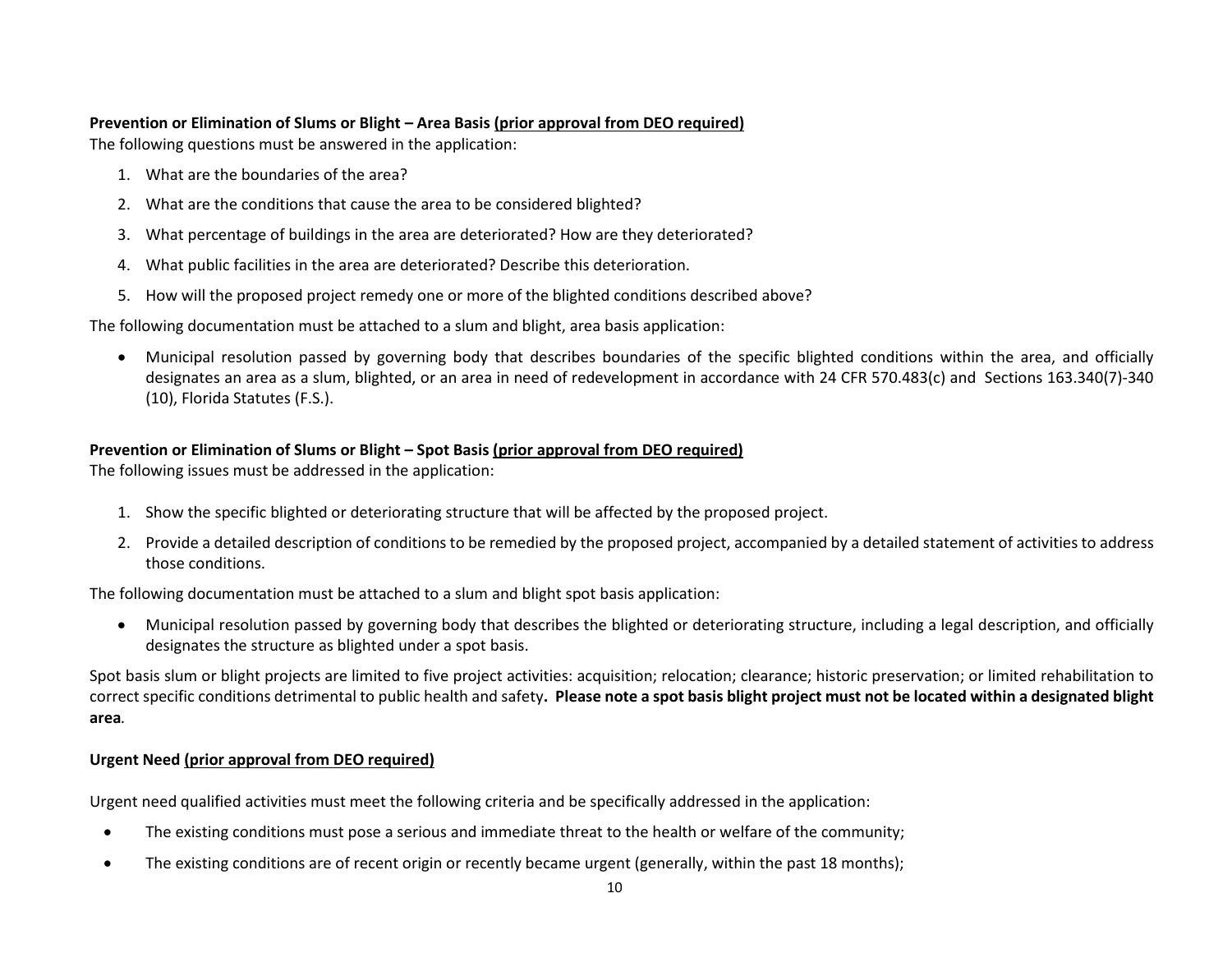**Prevention or Elimination of Slums or Blight – Area Basis <u>(prior approval from DEO required)</u>**
The following questions must be answered in the application:

1. What are the boundaries of the area?
2. What are the conditions that cause the area to be considered blighted?
3. What percentage of buildings in the area are deteriorated? How are they deteriorated?
4. What public facilities in the area are deteriorated? Describe this deterioration.
5. How will the proposed project remedy one or more of the blighted conditions described above?

The following documentation must be attached to a slum and blight, area basis application:

- Municipal resolution passed by governing body that describes boundaries of the specific blighted conditions within the area, and officially designates an area as a slum, blighted, or an area in need of redevelopment in accordance with 24 CFR 570.483(c) and Sections 163.340(7)-340 (10), Florida Statutes (F.S.).

**Prevention or Elimination of Slums or Blight – Spot Basis <u>(prior approval from DEO required)</u>**
The following issues must be addressed in the application:

1. Show the specific blighted or deteriorating structure that will be affected by the proposed project.
2. Provide a detailed description of conditions to be remedied by the proposed project, accompanied by a detailed statement of activities to address those conditions.

The following documentation must be attached to a slum and blight spot basis application:

- Municipal resolution passed by governing body that describes the blighted or deteriorating structure, including a legal description, and officially designates the structure as blighted under a spot basis.

Spot basis slum or blight projects are limited to five project activities: acquisition; relocation; clearance; historic preservation; or limited rehabilitation to correct specific conditions detrimental to public health and safety**. Please note a spot basis blight project must not be located within a designated blight area***.*

**Urgent Need <u>(prior approval from DEO required)</u>**

Urgent need qualified activities must meet the following criteria and be specifically addressed in the application:

- The existing conditions must pose a serious and immediate threat to the health or welfare of the community;
- The existing conditions are of recent origin or recently became urgent (generally, within the past 18 months);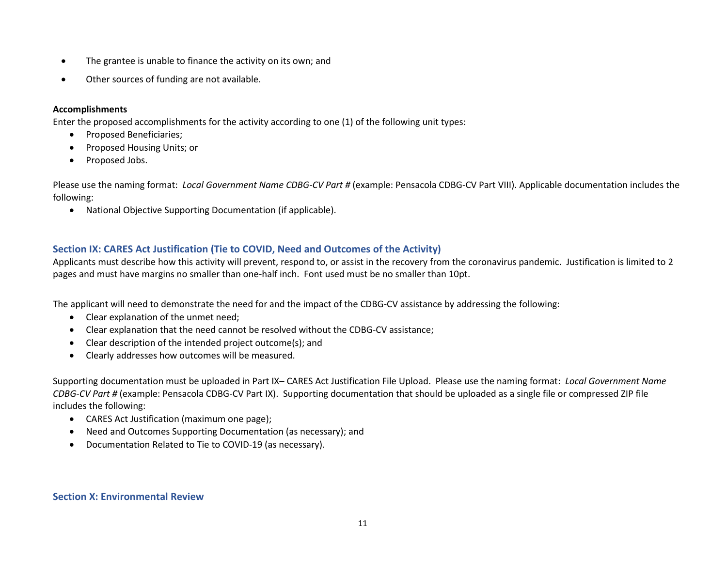- The grantee is unable to finance the activity on its own; and
- Other sources of funding are not available.

**Accomplishments**

Enter the proposed accomplishments for the activity according to one (1) of the following unit types:

- Proposed Beneficiaries;
- Proposed Housing Units; or
- Proposed Jobs.

Please use the naming format: *Local Government Name CDBG-CV Part #* (example: Pensacola CDBG-CV Part VIII). Applicable documentation includes the following:

- National Objective Supporting Documentation (if applicable).

## Section IX: CARES Act Justification (Tie to COVID, Need and Outcomes of the Activity)

Applicants must describe how this activity will prevent, respond to, or assist in the recovery from the coronavirus pandemic. Justification is limited to 2 pages and must have margins no smaller than one-half inch. Font used must be no smaller than 10pt.

The applicant will need to demonstrate the need for and the impact of the CDBG-CV assistance by addressing the following:

- Clear explanation of the unmet need;
- Clear explanation that the need cannot be resolved without the CDBG-CV assistance;
- Clear description of the intended project outcome(s); and
- Clearly addresses how outcomes will be measured.

Supporting documentation must be uploaded in Part IX– CARES Act Justification File Upload. Please use the naming format: *Local Government Name CDBG-CV Part #* (example: Pensacola CDBG-CV Part IX). Supporting documentation that should be uploaded as a single file or compressed ZIP file includes the following:

- CARES Act Justification (maximum one page);
- Need and Outcomes Supporting Documentation (as necessary); and
- Documentation Related to Tie to COVID-19 (as necessary).

## Section X: Environmental Review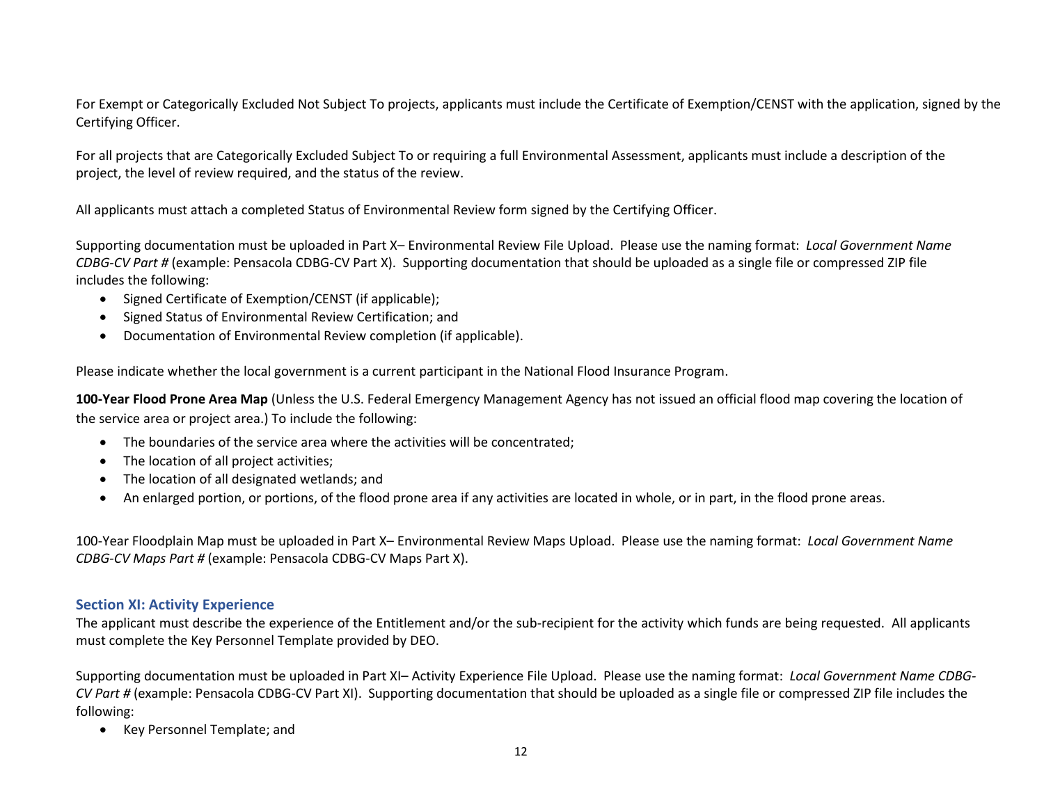For Exempt or Categorically Excluded Not Subject To projects, applicants must include the Certificate of Exemption/CENST with the application, signed by the Certifying Officer.

For all projects that are Categorically Excluded Subject To or requiring a full Environmental Assessment, applicants must include a description of the project, the level of review required, and the status of the review.

All applicants must attach a completed Status of Environmental Review form signed by the Certifying Officer.

Supporting documentation must be uploaded in Part X– Environmental Review File Upload. Please use the naming format: *Local Government Name CDBG-CV Part #* (example: Pensacola CDBG-CV Part X). Supporting documentation that should be uploaded as a single file or compressed ZIP file includes the following:

- Signed Certificate of Exemption/CENST (if applicable);
- Signed Status of Environmental Review Certification; and
- Documentation of Environmental Review completion (if applicable).

Please indicate whether the local government is a current participant in the National Flood Insurance Program.

**100-Year Flood Prone Area Map** (Unless the U.S. Federal Emergency Management Agency has not issued an official flood map covering the location of the service area or project area.) To include the following:

- The boundaries of the service area where the activities will be concentrated;
- The location of all project activities;
- The location of all designated wetlands; and
- An enlarged portion, or portions, of the flood prone area if any activities are located in whole, or in part, in the flood prone areas.

100-Year Floodplain Map must be uploaded in Part X– Environmental Review Maps Upload. Please use the naming format: *Local Government Name CDBG-CV Maps Part #* (example: Pensacola CDBG-CV Maps Part X).

## Section XI: Activity Experience

The applicant must describe the experience of the Entitlement and/or the sub-recipient for the activity which funds are being requested. All applicants must complete the Key Personnel Template provided by DEO.

Supporting documentation must be uploaded in Part XI– Activity Experience File Upload. Please use the naming format: *Local Government Name CDBG-CV Part #* (example: Pensacola CDBG-CV Part XI). Supporting documentation that should be uploaded as a single file or compressed ZIP file includes the following:

- Key Personnel Template; and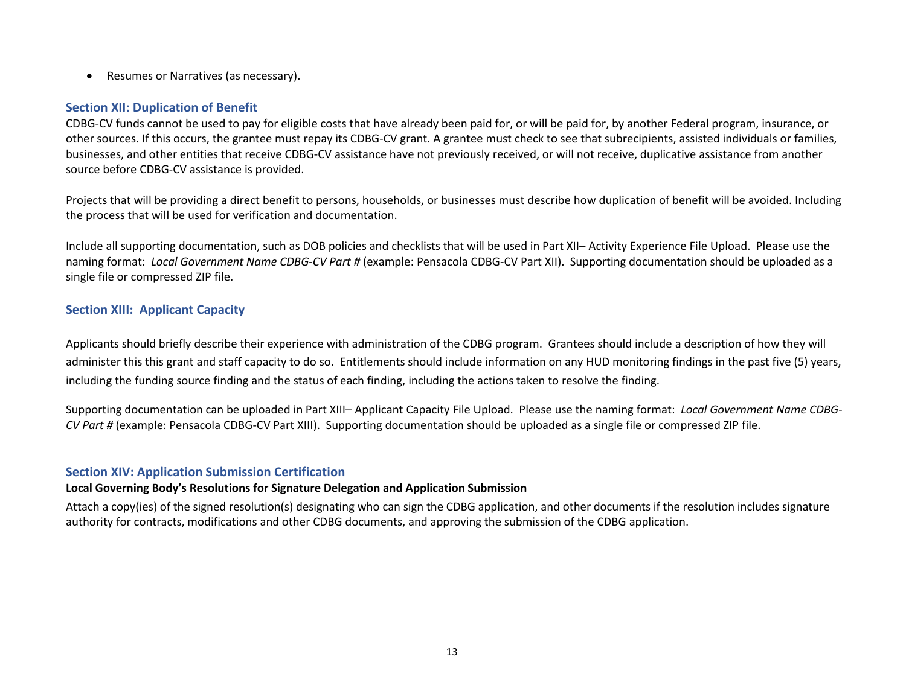- Resumes or Narratives (as necessary).

### Section XII: Duplication of Benefit

CDBG-CV funds cannot be used to pay for eligible costs that have already been paid for, or will be paid for, by another Federal program, insurance, or other sources. If this occurs, the grantee must repay its CDBG-CV grant. A grantee must check to see that subrecipients, assisted individuals or families, businesses, and other entities that receive CDBG-CV assistance have not previously received, or will not receive, duplicative assistance from another source before CDBG-CV assistance is provided.

Projects that will be providing a direct benefit to persons, households, or businesses must describe how duplication of benefit will be avoided. Including the process that will be used for verification and documentation.

Include all supporting documentation, such as DOB policies and checklists that will be used in Part XII– Activity Experience File Upload. Please use the naming format: *Local Government Name CDBG-CV Part #* (example: Pensacola CDBG-CV Part XII). Supporting documentation should be uploaded as a single file or compressed ZIP file.

### Section XIII: Applicant Capacity

Applicants should briefly describe their experience with administration of the CDBG program. Grantees should include a description of how they will administer this this grant and staff capacity to do so. Entitlements should include information on any HUD monitoring findings in the past five (5) years, including the funding source finding and the status of each finding, including the actions taken to resolve the finding.

Supporting documentation can be uploaded in Part XIII– Applicant Capacity File Upload. Please use the naming format: *Local Government Name CDBG-CV Part #* (example: Pensacola CDBG-CV Part XIII). Supporting documentation should be uploaded as a single file or compressed ZIP file.

### Section XIV: Application Submission Certification

**Local Governing Body's Resolutions for Signature Delegation and Application Submission**

Attach a copy(ies) of the signed resolution(s) designating who can sign the CDBG application, and other documents if the resolution includes signature authority for contracts, modifications and other CDBG documents, and approving the submission of the CDBG application.